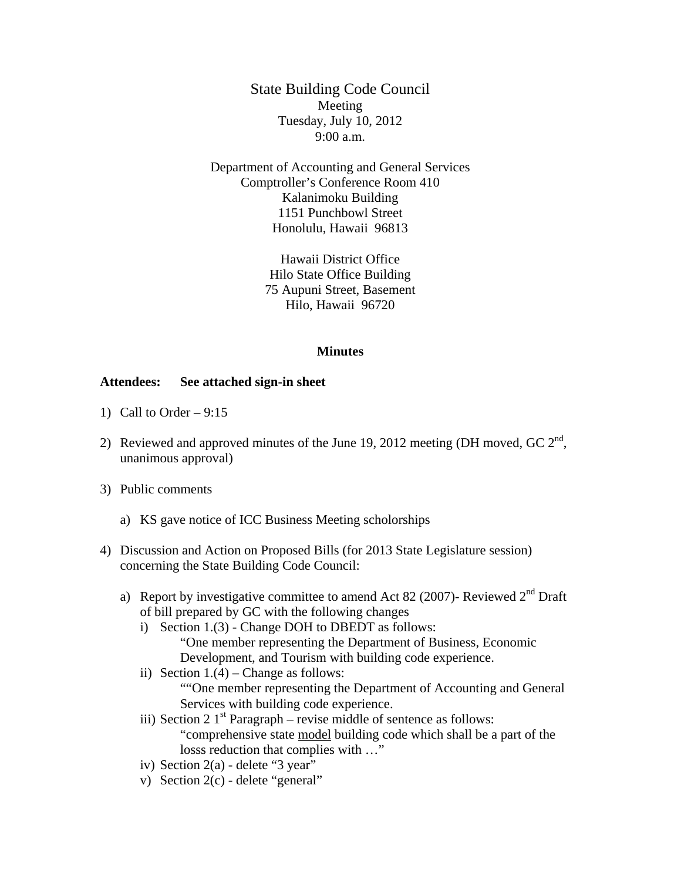State Building Code Council
Meeting
Tuesday, July 10, 2012
9:00 a.m.

Department of Accounting and General Services
Comptroller's Conference Room 410
Kalanimoku Building
1151 Punchbowl Street
Honolulu, Hawaii 96813

Hawaii District Office
Hilo State Office Building
75 Aupuni Street, Basement
Hilo, Hawaii 96720

**Minutes**

**Attendees: See attached sign-in sheet**

1) Call to Order – 9:15

2) Reviewed and approved minutes of the June 19, 2012 meeting (DH moved, GC 2nd, unanimous approval)

3) Public comments

   a) KS gave notice of ICC Business Meeting scholorships

4) Discussion and Action on Proposed Bills (for 2013 State Legislature session) concerning the State Building Code Council:

   a) Report by investigative committee to amend Act 82 (2007)- Reviewed 2nd Draft of bill prepared by GC with the following changes

      i) Section 1.(3) - Change DOH to DBEDT as follows:
         "One member representing the Department of Business, Economic Development, and Tourism with building code experience.

      ii) Section 1.(4) – Change as follows:
         ""One member representing the Department of Accounting and General Services with building code experience.

      iii) Section 2 1st Paragraph – revise middle of sentence as follows:
         "comprehensive state <u>model</u> building code which shall be a part of the losss reduction that complies with …"

      iv) Section 2(a) - delete "3 year"

      v) Section 2(c) - delete "general"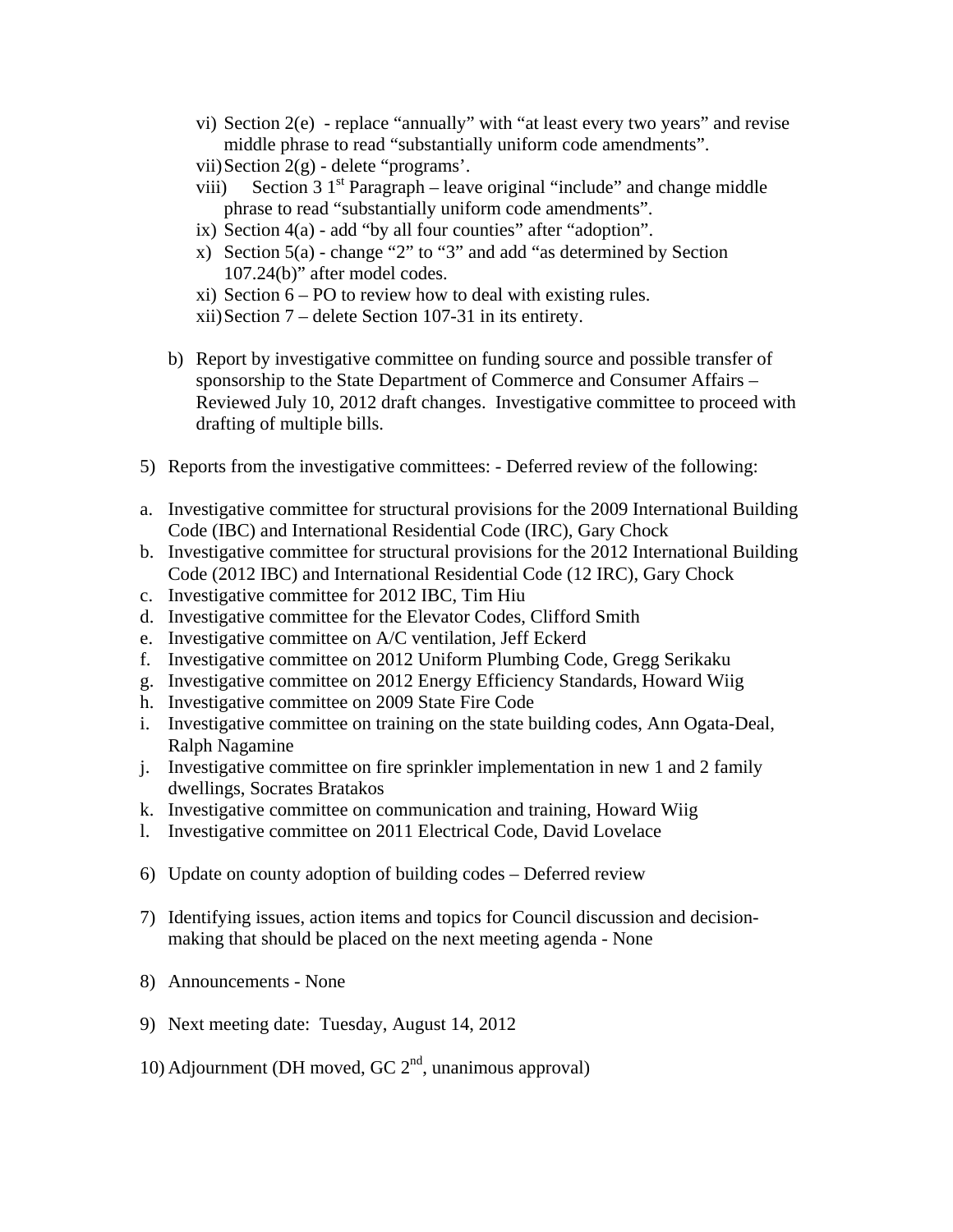vi) Section 2(e) - replace “annually” with “at least every two years” and revise middle phrase to read “substantially uniform code amendments”.
vii) Section 2(g) - delete “programs’.
viii) Section 3 1st Paragraph – leave original “include” and change middle phrase to read “substantially uniform code amendments”.
ix) Section 4(a) - add “by all four counties” after “adoption”.
x) Section 5(a) - change “2” to “3” and add “as determined by Section 107.24(b)” after model codes.
xi) Section 6 – PO to review how to deal with existing rules.
xii) Section 7 – delete Section 107-31 in its entirety.

b) Report by investigative committee on funding source and possible transfer of sponsorship to the State Department of Commerce and Consumer Affairs – Reviewed July 10, 2012 draft changes. Investigative committee to proceed with drafting of multiple bills.

5) Reports from the investigative committees: - Deferred review of the following:

a. Investigative committee for structural provisions for the 2009 International Building Code (IBC) and International Residential Code (IRC), Gary Chock
b. Investigative committee for structural provisions for the 2012 International Building Code (2012 IBC) and International Residential Code (12 IRC), Gary Chock
c. Investigative committee for 2012 IBC, Tim Hiu
d. Investigative committee for the Elevator Codes, Clifford Smith
e. Investigative committee on A/C ventilation, Jeff Eckerd
f. Investigative committee on 2012 Uniform Plumbing Code, Gregg Serikaku
g. Investigative committee on 2012 Energy Efficiency Standards, Howard Wiig
h. Investigative committee on 2009 State Fire Code
i. Investigative committee on training on the state building codes, Ann Ogata-Deal, Ralph Nagamine
j. Investigative committee on fire sprinkler implementation in new 1 and 2 family dwellings, Socrates Bratakos
k. Investigative committee on communication and training, Howard Wiig
l. Investigative committee on 2011 Electrical Code, David Lovelace

6) Update on county adoption of building codes – Deferred review

7) Identifying issues, action items and topics for Council discussion and decision-making that should be placed on the next meeting agenda - None

8) Announcements - None

9) Next meeting date: Tuesday, August 14, 2012

10) Adjournment (DH moved, GC 2nd, unanimous approval)